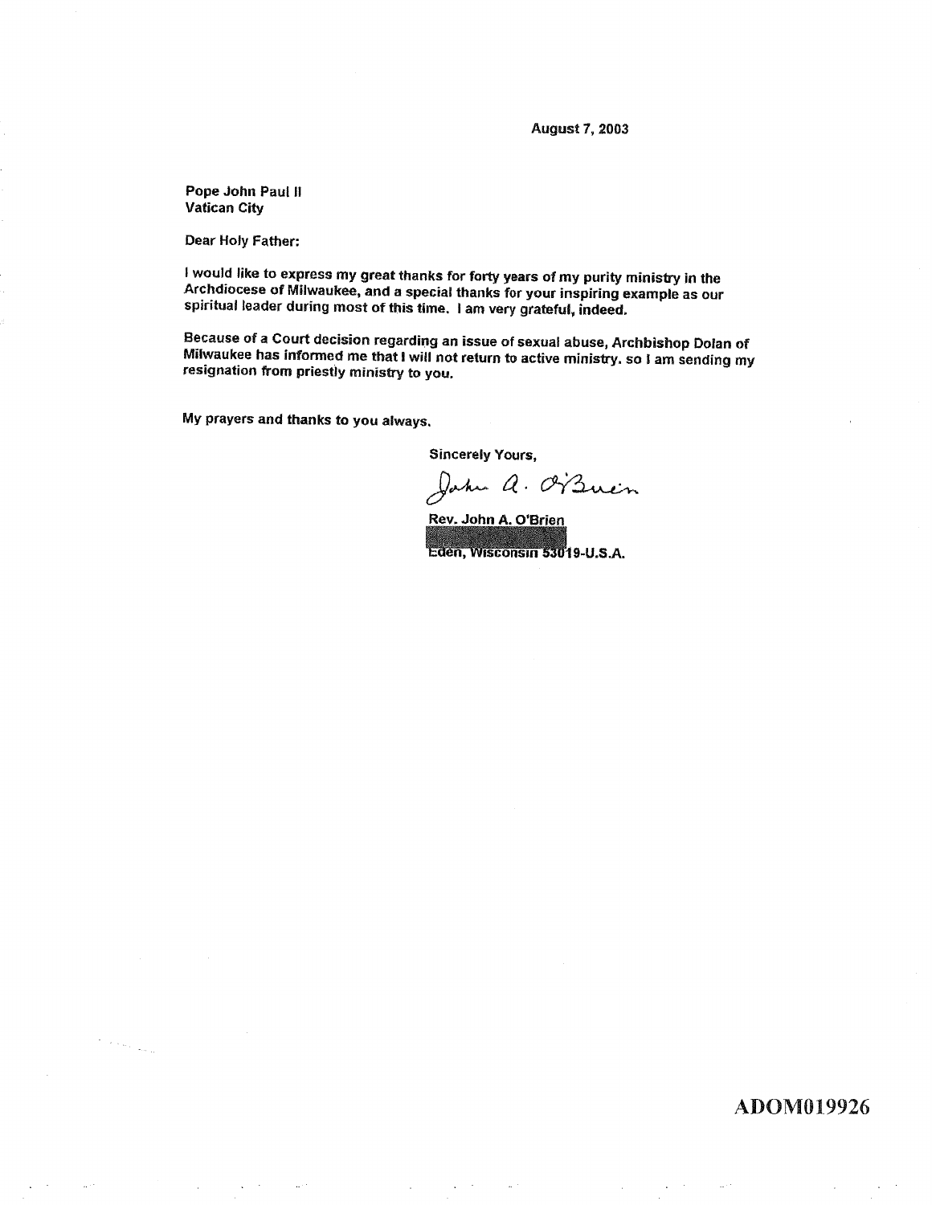August 7, 2003

Pope John Paul II
Vatican City

Dear Holy Father:

I would like to express my great thanks for forty years of my purity ministry in the Archdiocese of Milwaukee, and a special thanks for your inspiring example as our spiritual leader during most of this time. I am very grateful, indeed.

Because of a Court decision regarding an issue of sexual abuse, Archbishop Dolan of Milwaukee has informed me that I will not return to active ministry. so I am sending my resignation from priestly ministry to you.

My prayers and thanks to you always.

Sincerely Yours,

John A. O'Brien

Rev. John A. O'Brien
[REDACTED]
Eden, Wisconsin 53019-U.S.A.

ADOM019926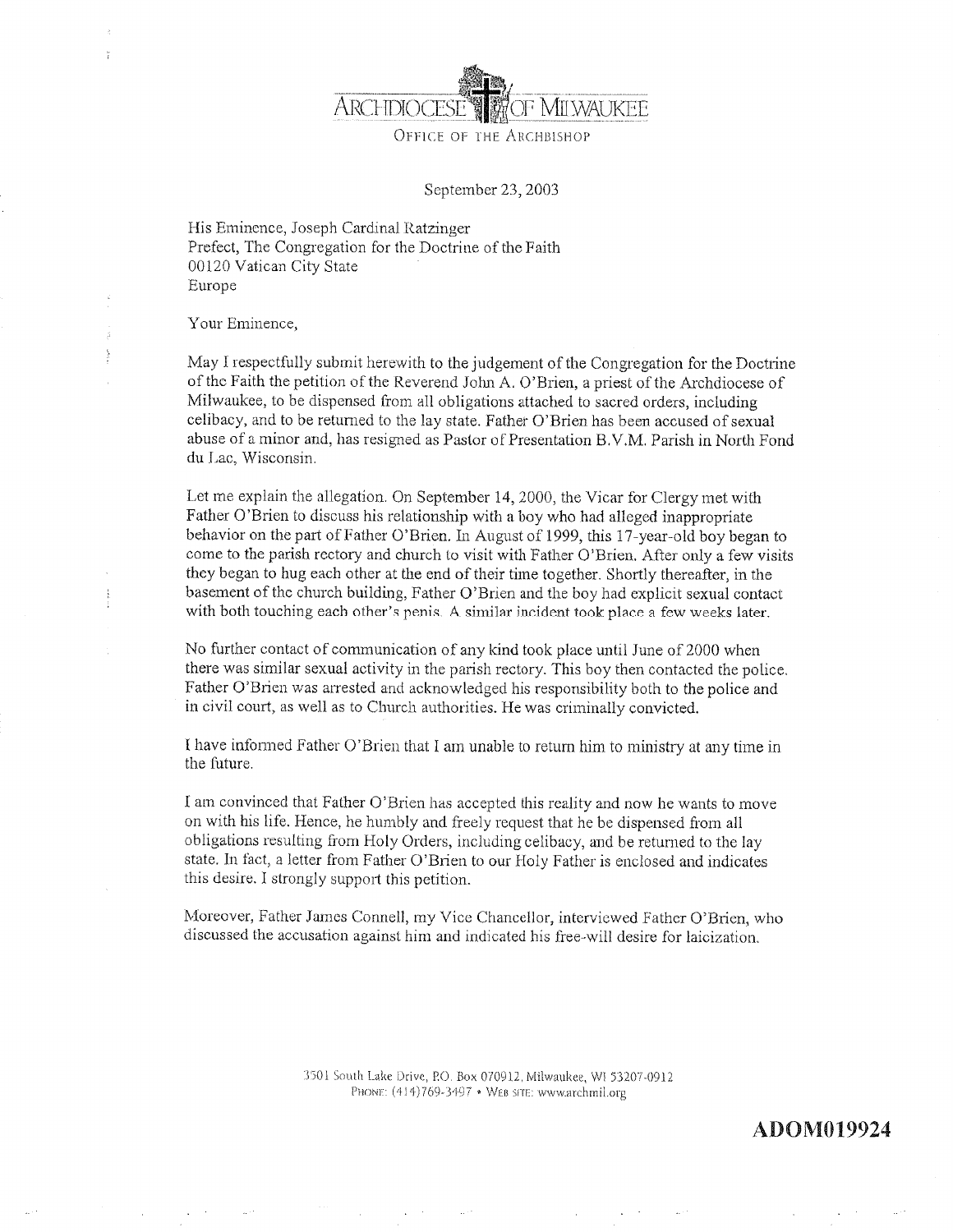ARCHDIOCESE OF MILWAUKEE

OFFICE OF THE ARCHBISHOP

September 23, 2003

His Eminence, Joseph Cardinal Ratzinger
Prefect, The Congregation for the Doctrine of the Faith
00120 Vatican City State
Europe

Your Eminence,

May I respectfully submit herewith to the judgement of the Congregation for the Doctrine of the Faith the petition of the Reverend John A. O'Brien, a priest of the Archdiocese of Milwaukee, to be dispensed from all obligations attached to sacred orders, including celibacy, and to be returned to the lay state. Father O'Brien has been accused of sexual abuse of a minor and, has resigned as Pastor of Presentation B.V.M. Parish in North Fond du Lac, Wisconsin.

Let me explain the allegation. On September 14, 2000, the Vicar for Clergy met with Father O'Brien to discuss his relationship with a boy who had alleged inappropriate behavior on the part of Father O'Brien. In August of 1999, this 17-year-old boy began to come to the parish rectory and church to visit with Father O'Brien. After only a few visits they began to hug each other at the end of their time together. Shortly thereafter, in the basement of the church building, Father O'Brien and the boy had explicit sexual contact with both touching each other's penis. A similar incident took place a few weeks later.

No further contact of communication of any kind took place until June of 2000 when there was similar sexual activity in the parish rectory. This boy then contacted the police. Father O'Brien was arrested and acknowledged his responsibility both to the police and in civil court, as well as to Church authorities. He was criminally convicted.

I have informed Father O'Brien that I am unable to return him to ministry at any time in the future.

I am convinced that Father O'Brien has accepted this reality and now he wants to move on with his life. Hence, he humbly and freely request that he be dispensed from all obligations resulting from Holy Orders, including celibacy, and be returned to the lay state. In fact, a letter from Father O'Brien to our Holy Father is enclosed and indicates this desire. I strongly support this petition.

Moreover, Father James Connell, my Vice Chancellor, interviewed Father O'Brien, who discussed the accusation against him and indicated his free-will desire for laicization.

3501 South Lake Drive, P.O. Box 070912, Milwaukee, WI 53207-0912
PHONE: (414)769-3497 • WEB SITE: www.archmil.org

**ADOM019924**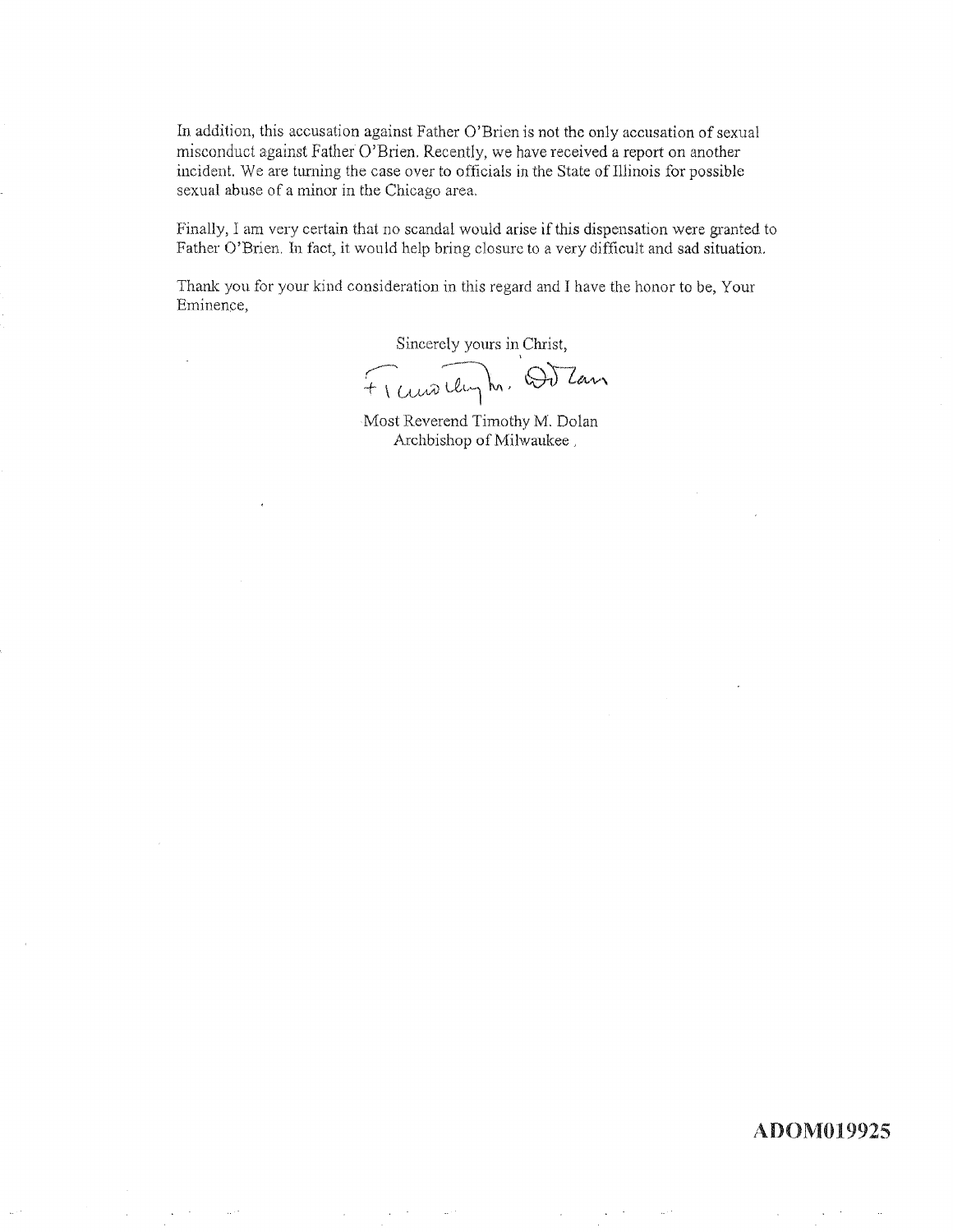In addition, this accusation against Father O'Brien is not the only accusation of sexual misconduct against Father O'Brien. Recently, we have received a report on another incident. We are turning the case over to officials in the State of Illinois for possible sexual abuse of a minor in the Chicago area.

Finally, I am very certain that no scandal would arise if this dispensation were granted to Father O'Brien. In fact, it would help bring closure to a very difficult and sad situation.

Thank you for your kind consideration in this regard and I have the honor to be, Your Eminence,

Sincerely yours in Christ,

+ Timothy M. Dolan

Most Reverend Timothy M. Dolan
Archbishop of Milwaukee

**ADOM019925**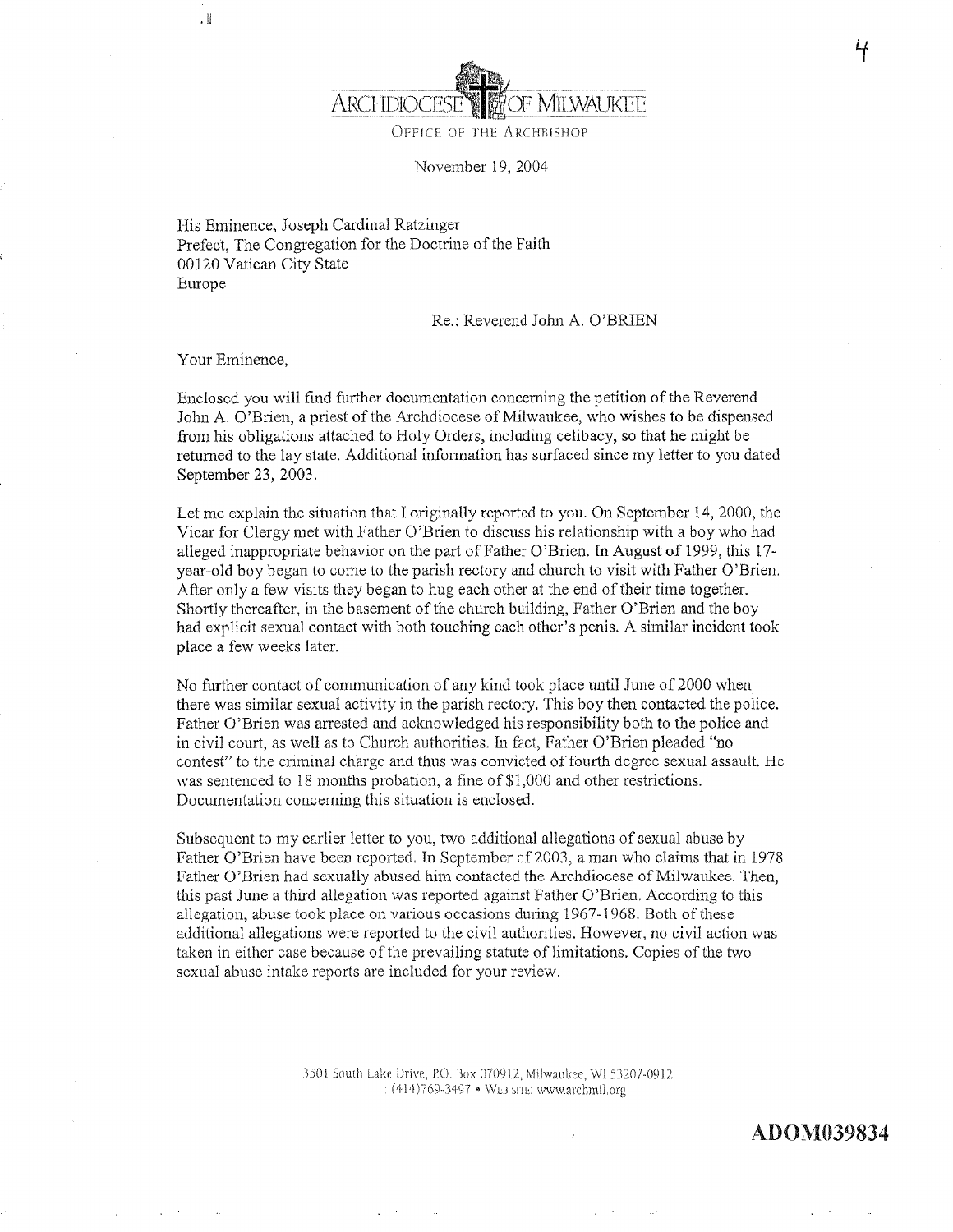ARCHDIOCESE OF MILWAUKEE

OFFICE OF THE ARCHBISHOP

November 19, 2004

His Eminence, Joseph Cardinal Ratzinger
Prefect, The Congregation for the Doctrine of the Faith
00120 Vatican City State
Europe

Re.: Reverend John A. O'BRIEN

Your Eminence,

Enclosed you will find further documentation concerning the petition of the Reverend John A. O'Brien, a priest of the Archdiocese of Milwaukee, who wishes to be dispensed from his obligations attached to Holy Orders, including celibacy, so that he might be returned to the lay state. Additional information has surfaced since my letter to you dated September 23, 2003.

Let me explain the situation that I originally reported to you. On September 14, 2000, the Vicar for Clergy met with Father O'Brien to discuss his relationship with a boy who had alleged inappropriate behavior on the part of Father O'Brien. In August of 1999, this 17-year-old boy began to come to the parish rectory and church to visit with Father O'Brien. After only a few visits they began to hug each other at the end of their time together. Shortly thereafter, in the basement of the church building, Father O'Brien and the boy had explicit sexual contact with both touching each other's penis. A similar incident took place a few weeks later.

No further contact of communication of any kind took place until June of 2000 when there was similar sexual activity in the parish rectory. This boy then contacted the police. Father O'Brien was arrested and acknowledged his responsibility both to the police and in civil court, as well as to Church authorities. In fact, Father O'Brien pleaded "no contest" to the criminal charge and thus was convicted of fourth degree sexual assault. He was sentenced to 18 months probation, a fine of $1,000 and other restrictions. Documentation concerning this situation is enclosed.

Subsequent to my earlier letter to you, two additional allegations of sexual abuse by Father O'Brien have been reported. In September of 2003, a man who claims that in 1978 Father O'Brien had sexually abused him contacted the Archdiocese of Milwaukee. Then, this past June a third allegation was reported against Father O'Brien. According to this allegation, abuse took place on various occasions during 1967-1968. Both of these additional allegations were reported to the civil authorities. However, no civil action was taken in either case because of the prevailing statute of limitations. Copies of the two sexual abuse intake reports are included for your review.

3501 South Lake Drive, P.O. Box 070912, Milwaukee, WI 53207-0912
(414)769-3497 • WEB SITE: www.archmil.org

ADOM039834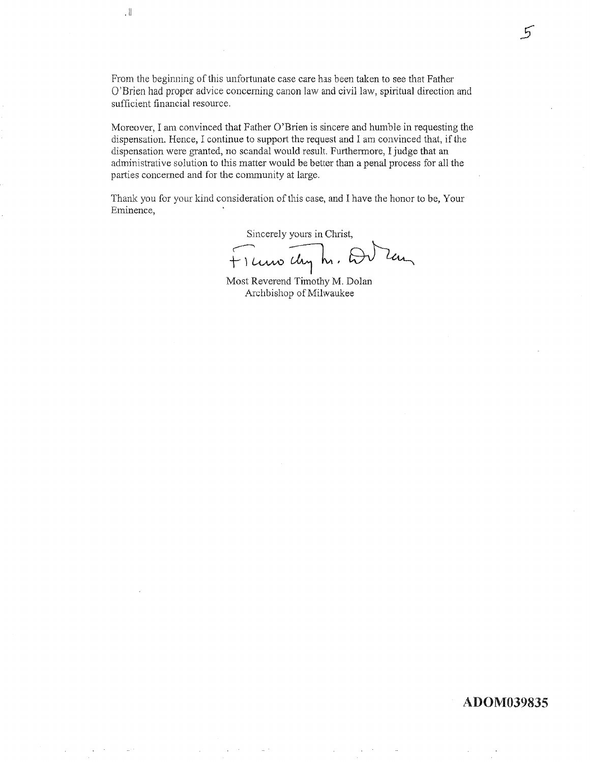From the beginning of this unfortunate case care has been taken to see that Father O'Brien had proper advice concerning canon law and civil law, spiritual direction and sufficient financial resource.

Moreover, I am convinced that Father O'Brien is sincere and humble in requesting the dispensation. Hence, I continue to support the request and I am convinced that, if the dispensation were granted, no scandal would result. Furthermore, I judge that an administrative solution to this matter would be better than a penal process for all the parties concerned and for the community at large.

Thank you for your kind consideration of this case, and I have the honor to be, Your Eminence,

Sincerely yours in Christ,

+Timothy M. Dolan

Most Reverend Timothy M. Dolan
Archbishop of Milwaukee

ADOM039835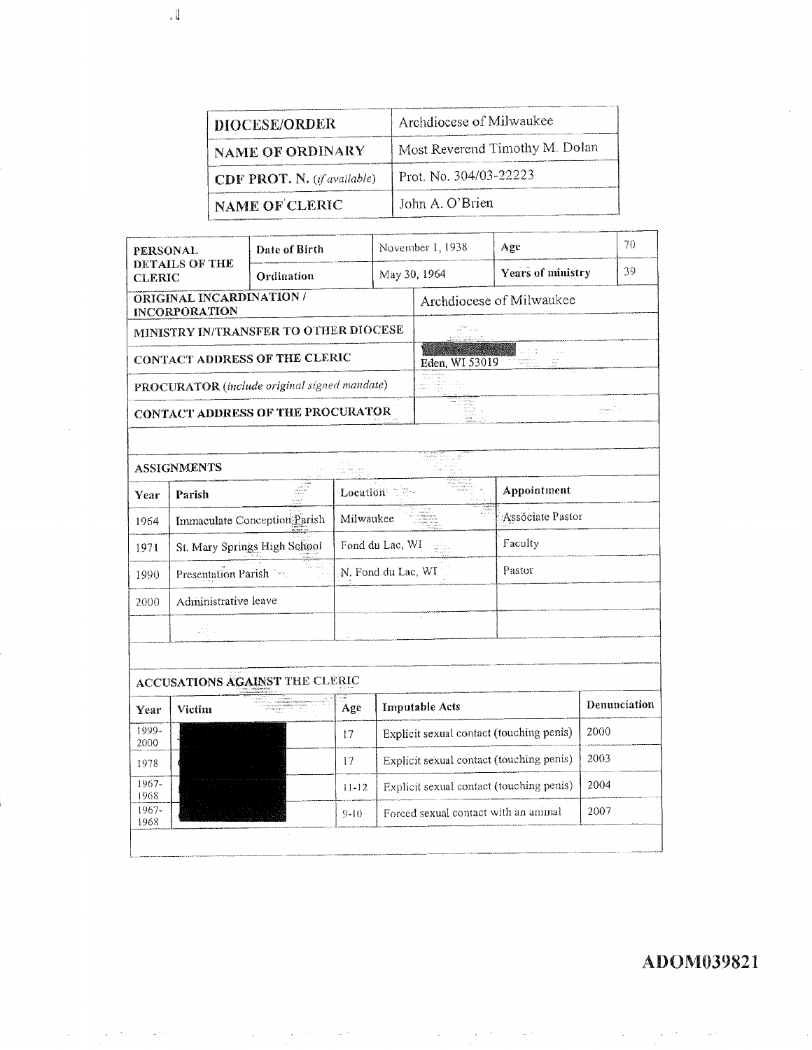| DIOCESE/ORDER | Archdiocese of Milwaukee |
|---|---|
| NAME OF ORDINARY | Most Reverend Timothy M. Dolan |
| CDF PROT. N. (*if available*) | Prot. No. 304/03-22223 |
| NAME OF CLERIC | John A. O'Brien |

| PERSONAL DETAILS OF THE CLERIC | Date of Birth | November 1, 1938 | Age | 70 |
|---|---|---|---|---|
| | Ordination | May 30, 1964 | Years of ministry | 39 |

| | |
|---|---|
| ORIGINAL INCARDINATION / INCORPORATION | Archdiocese of Milwaukee |
| MINISTRY IN/TRANSFER TO OTHER DIOCESE | |
| CONTACT ADDRESS OF THE CLERIC | [redacted] Eden, WI 53019 |
| PROCURATOR (*include original signed mandate*) | |
| CONTACT ADDRESS OF THE PROCURATOR | |

**ASSIGNMENTS**

| Year | Parish | Location | Appointment |
|---|---|---|---|
| 1964 | Immaculate Conception Parish | Milwaukee | Associate Pastor |
| 1971 | St. Mary Springs High School | Fond du Lac, WI | Faculty |
| 1990 | Presentation Parish | N. Fond du Lac, WI | Pastor |
| 2000 | Administrative leave | | |
| | | | |

**ACCUSATIONS AGAINST THE CLERIC**

| Year | Victim | Age | Imputable Acts | Denunciation |
|---|---|---|---|---|
| 1999-2000 | [redacted] | 17 | Explicit sexual contact (touching penis) | 2000 |
| 1978 | [redacted] | 17 | Explicit sexual contact (touching penis) | 2003 |
| 1967-1968 | [redacted] | 11-12 | Explicit sexual contact (touching penis) | 2004 |
| 1967-1968 | [redacted] | 9-10 | Forced sexual contact with an animal | 2007 |

ADOM039821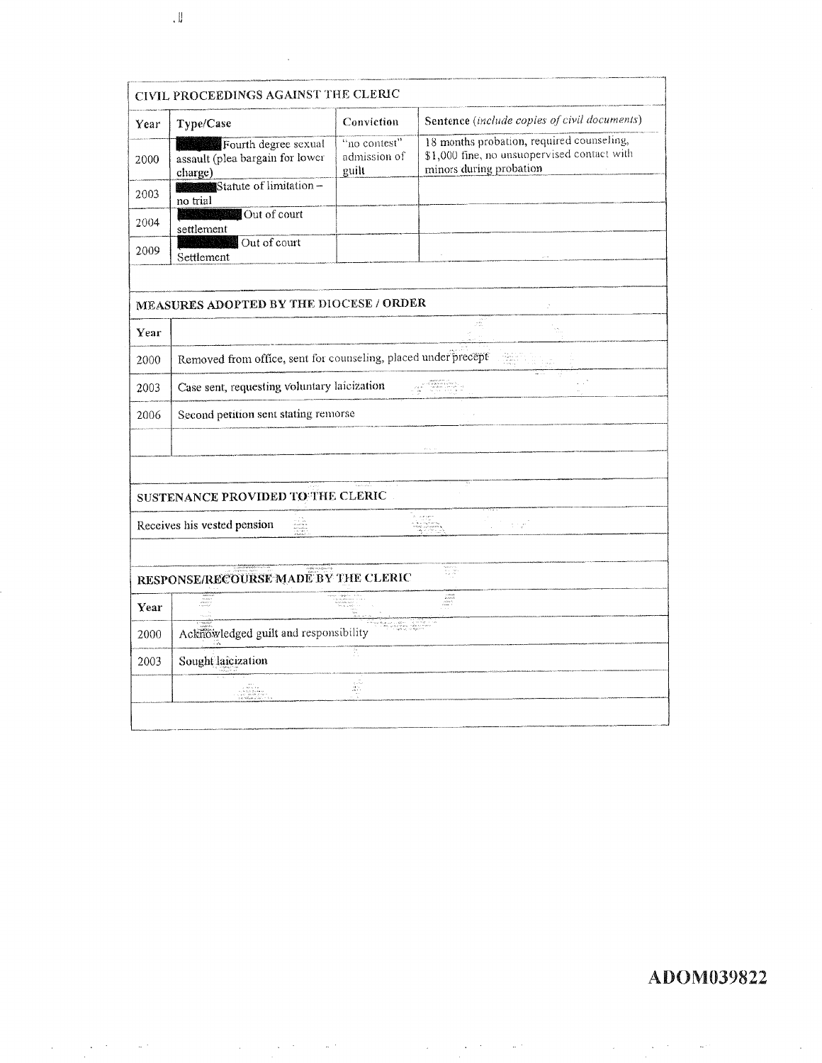## CIVIL PROCEEDINGS AGAINST THE CLERIC

| Year | Type/Case | Conviction | Sentence (*include copies of civil documents*) |
|---|---|---|---|
| 2000 | ████ Fourth degree sexual assault (plea bargain for lower charge) | "no contest" admission of guilt | 18 months probation, required counseling, $1,000 fine, no unsupervised contact with minors during probation |
| 2003 | ████ Statute of limitation – no trial | | |
| 2004 | ████ Out of court settlement | | |
| 2009 | ████ Out of court Settlement | | |

## MEASURES ADOPTED BY THE DIOCESE / ORDER

| Year | |
|---|---|
| 2000 | Removed from office, sent for counseling, placed under precept |
| 2003 | Case sent, requesting voluntary laicization |
| 2006 | Second petition sent stating remorse |
| | |

## SUSTENANCE PROVIDED TO THE CLERIC

Receives his vested pension

## RESPONSE/RECOURSE MADE BY THE CLERIC

| Year | |
|---|---|
| 2000 | Acknowledged guilt and responsibility |
| 2003 | Sought laicization |
| | |

ADOM039822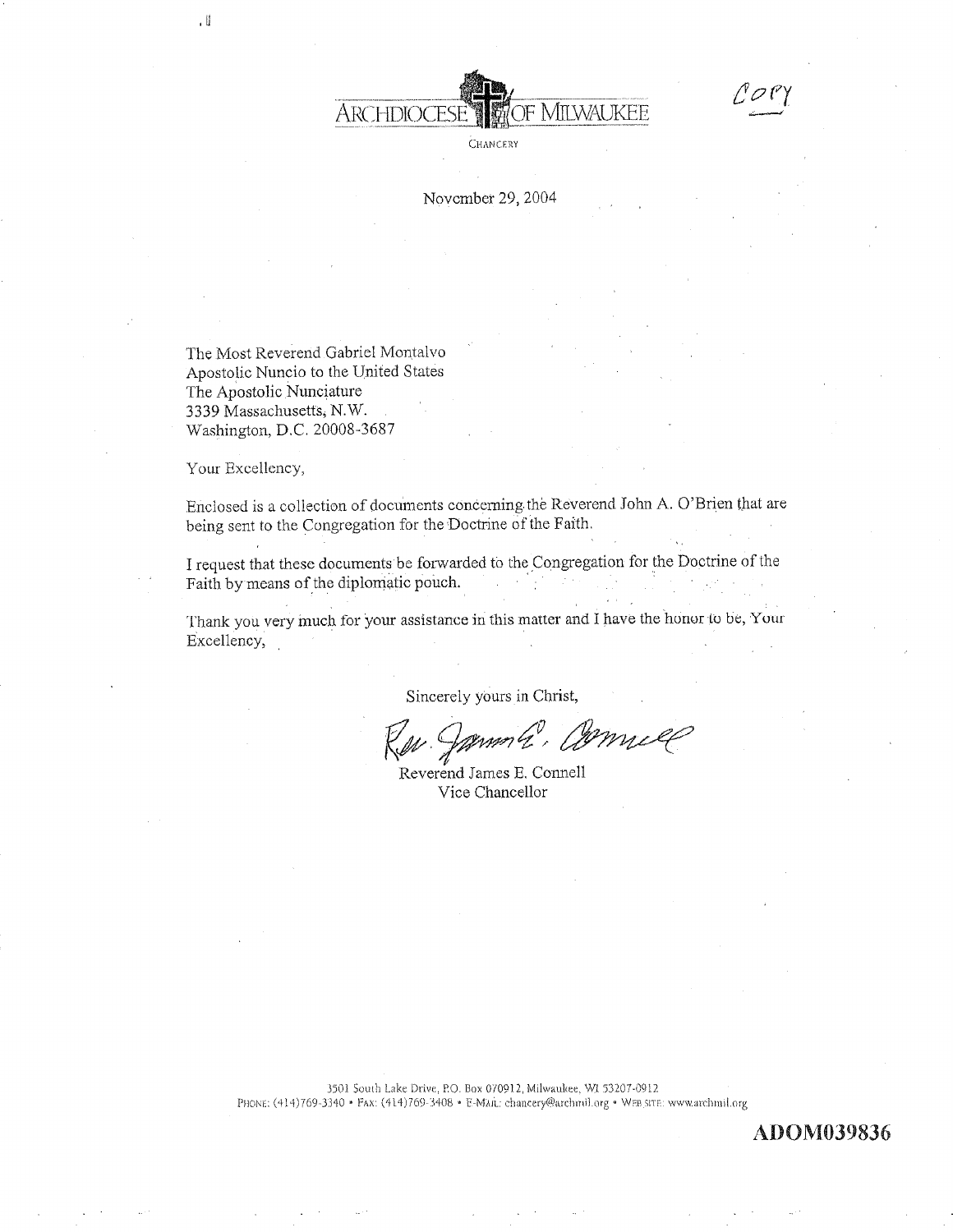ARCHDIOCESE OF MILWAUKEE

CHANCERY

*COPY*

November 29, 2004

The Most Reverend Gabriel Montalvo
Apostolic Nuncio to the United States
The Apostolic Nunciature
3339 Massachusetts, N.W.
Washington, D.C. 20008-3687

Your Excellency,

Enclosed is a collection of documents concerning the Reverend John A. O'Brien that are being sent to the Congregation for the Doctrine of the Faith.

I request that these documents be forwarded to the Congregation for the Doctrine of the Faith by means of the diplomatic pouch.

Thank you very much for your assistance in this matter and I have the honor to be, Your Excellency,

Sincerely yours in Christ,

*Rev. James E. Connell*

Reverend James E. Connell
Vice Chancellor

3501 South Lake Drive, P.O. Box 070912, Milwaukee, WI 53207-0912
PHONE: (414)769-3340 • FAX: (414)769-3408 • E-MAIL: chancery@archmil.org • WEB SITE: www.archmil.org

ADOM039836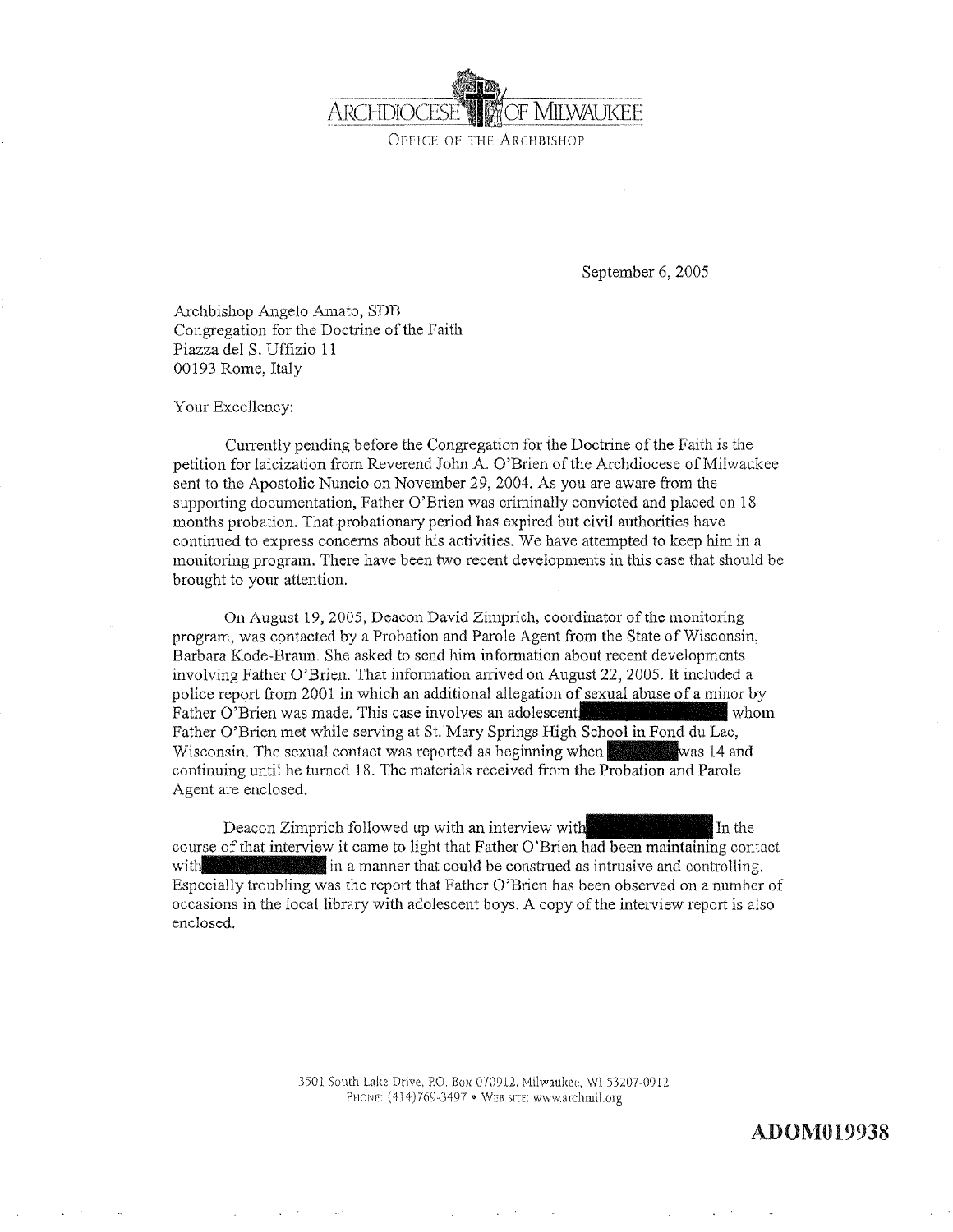ARCHDIOCESE OF MILWAUKEE

OFFICE OF THE ARCHBISHOP

September 6, 2005

Archbishop Angelo Amato, SDB
Congregation for the Doctrine of the Faith
Piazza del S. Uffizio 11
00193 Rome, Italy

Your Excellency:

Currently pending before the Congregation for the Doctrine of the Faith is the petition for laicization from Reverend John A. O'Brien of the Archdiocese of Milwaukee sent to the Apostolic Nuncio on November 29, 2004. As you are aware from the supporting documentation, Father O'Brien was criminally convicted and placed on 18 months probation. That probationary period has expired but civil authorities have continued to express concerns about his activities. We have attempted to keep him in a monitoring program. There have been two recent developments in this case that should be brought to your attention.

On August 19, 2005, Deacon David Zimprich, coordinator of the monitoring program, was contacted by a Probation and Parole Agent from the State of Wisconsin, Barbara Kode-Braun. She asked to send him information about recent developments involving Father O'Brien. That information arrived on August 22, 2005. It included a police report from 2001 in which an additional allegation of sexual abuse of a minor by Father O'Brien was made. This case involves an adolescent [REDACTED] whom Father O'Brien met while serving at St. Mary Springs High School in Fond du Lac, Wisconsin. The sexual contact was reported as beginning when [REDACTED] was 14 and continuing until he turned 18. The materials received from the Probation and Parole Agent are enclosed.

Deacon Zimprich followed up with an interview with [REDACTED] In the course of that interview it came to light that Father O'Brien had been maintaining contact with [REDACTED] in a manner that could be construed as intrusive and controlling. Especially troubling was the report that Father O'Brien has been observed on a number of occasions in the local library with adolescent boys. A copy of the interview report is also enclosed.

3501 South Lake Drive, P.O. Box 070912, Milwaukee, WI 53207-0912
PHONE: (414)769-3497 • WEB SITE: www.archmil.org

**ADOM019938**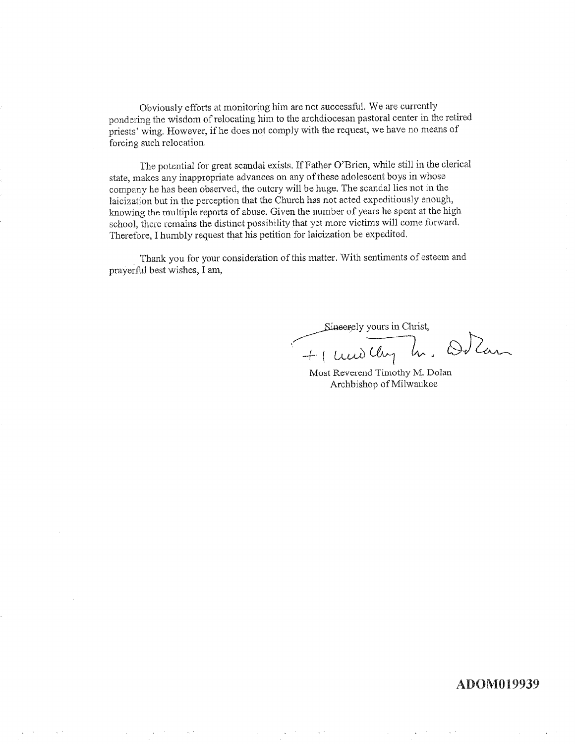Obviously efforts at monitoring him are not successful. We are currently pondering the wisdom of relocating him to the archdiocesan pastoral center in the retired priests' wing. However, if he does not comply with the request, we have no means of forcing such relocation.

The potential for great scandal exists. If Father O'Brien, while still in the clerical state, makes any inappropriate advances on any of these adolescent boys in whose company he has been observed, the outcry will be huge. The scandal lies not in the laicization but in the perception that the Church has not acted expeditiously enough, knowing the multiple reports of abuse. Given the number of years he spent at the high school, there remains the distinct possibility that yet more victims will come forward. Therefore, I humbly request that his petition for laicization be expedited.

Thank you for your consideration of this matter. With sentiments of esteem and prayerful best wishes, I am,

Sincerely yours in Christ,

+Timothy M. Dolan

Most Reverend Timothy M. Dolan
Archbishop of Milwaukee

**ADOM019939**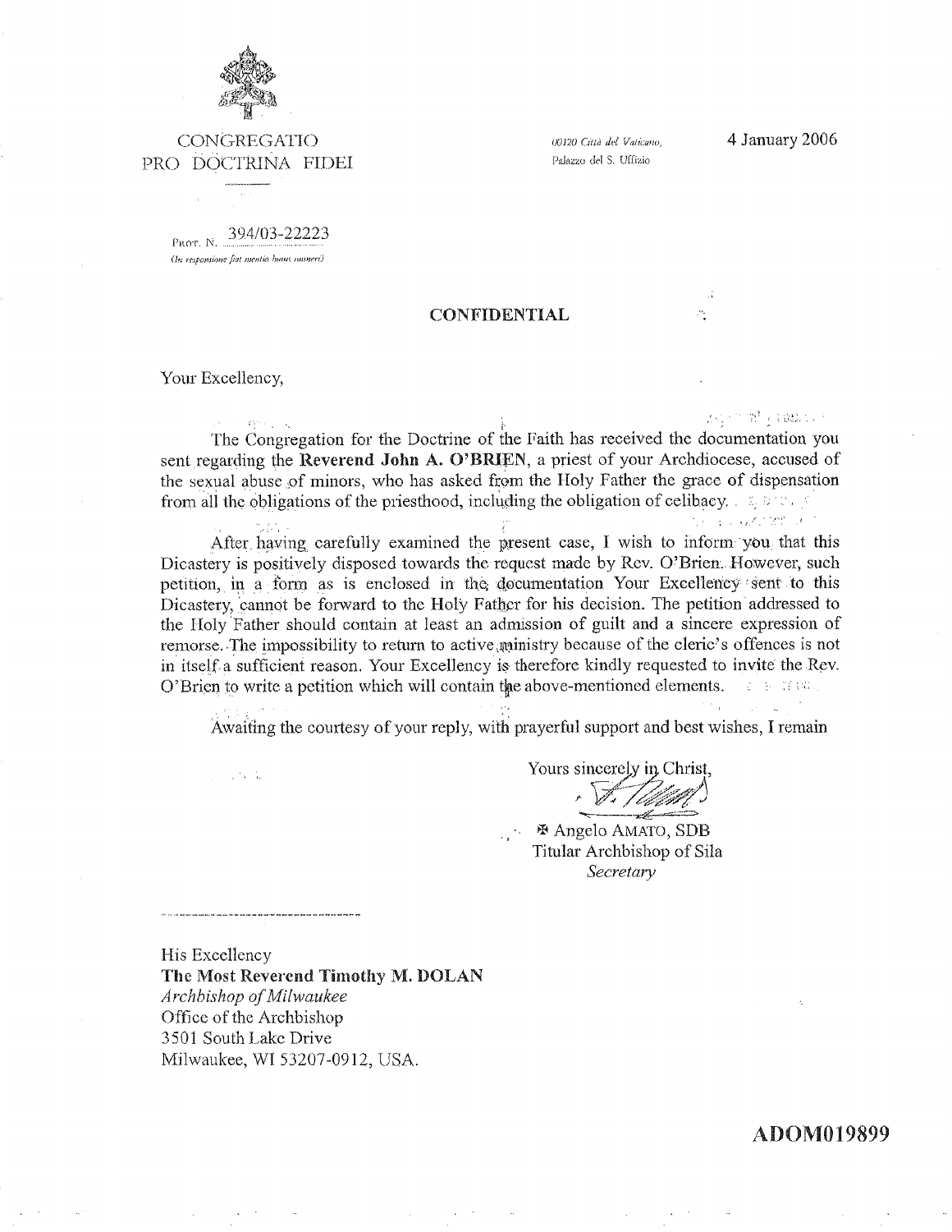CONGREGATIO
PRO DOCTRINA FIDEI

00120 Città del Vaticano,
Palazzo del S. Uffizio

4 January 2006

PROT. N. 394/03-22223
(In responsione fiat mentio huius numeri)

**CONFIDENTIAL**

Your Excellency,

The Congregation for the Doctrine of the Faith has received the documentation you sent regarding the **Reverend John A. O'BRIEN**, a priest of your Archdiocese, accused of the sexual abuse of minors, who has asked from the Holy Father the grace of dispensation from all the obligations of the priesthood, including the obligation of celibacy.

After having carefully examined the present case, I wish to inform you that this Dicastery is positively disposed towards the request made by Rev. O'Brien. However, such petition, in a form as is enclosed in the documentation Your Excellency sent to this Dicastery, cannot be forward to the Holy Father for his decision. The petition addressed to the Holy Father should contain at least an admission of guilt and a sincere expression of remorse. The impossibility to return to active ministry because of the cleric's offences is not in itself a sufficient reason. Your Excellency is therefore kindly requested to invite the Rev. O'Brien to write a petition which will contain the above-mentioned elements.

Awaiting the courtesy of your reply, with prayerful support and best wishes, I remain

Yours sincerely in Christ,

✠ Angelo AMATO, SDB
Titular Archbishop of Sila
*Secretary*

His Excellency
**The Most Reverend Timothy M. DOLAN**
*Archbishop of Milwaukee*
Office of the Archbishop
3501 South Lake Drive
Milwaukee, WI 53207-0912, USA.

**ADOM019899**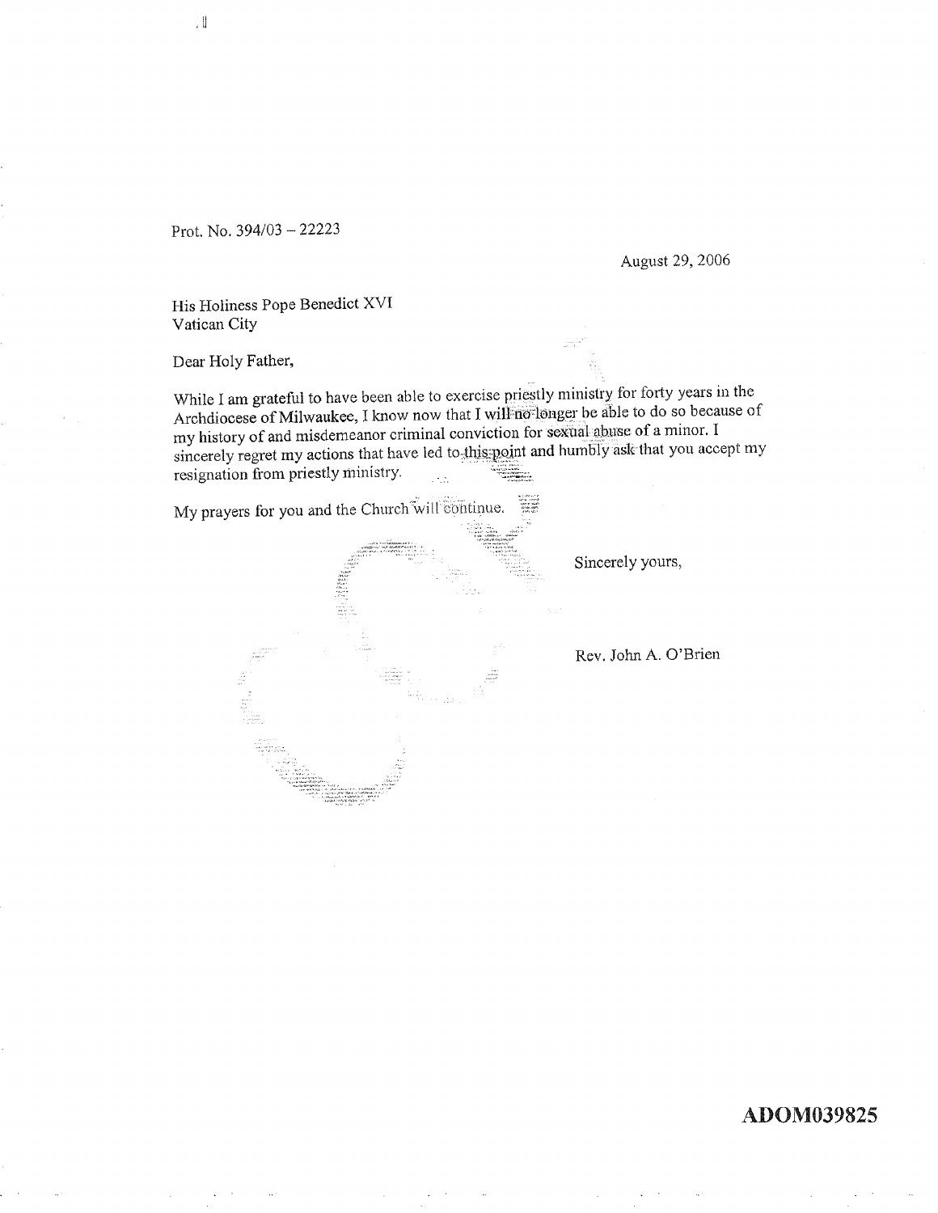Prot. No. 394/03 – 22223

August 29, 2006

His Holiness Pope Benedict XVI
Vatican City

Dear Holy Father,

While I am grateful to have been able to exercise priestly ministry for forty years in the Archdiocese of Milwaukee, I know now that I will no longer be able to do so because of my history of and misdemeanor criminal conviction for sexual abuse of a minor. I sincerely regret my actions that have led to this point and humbly ask that you accept my resignation from priestly ministry.

My prayers for you and the Church will continue.

Sincerely yours,

Rev. John A. O'Brien

ADOM039825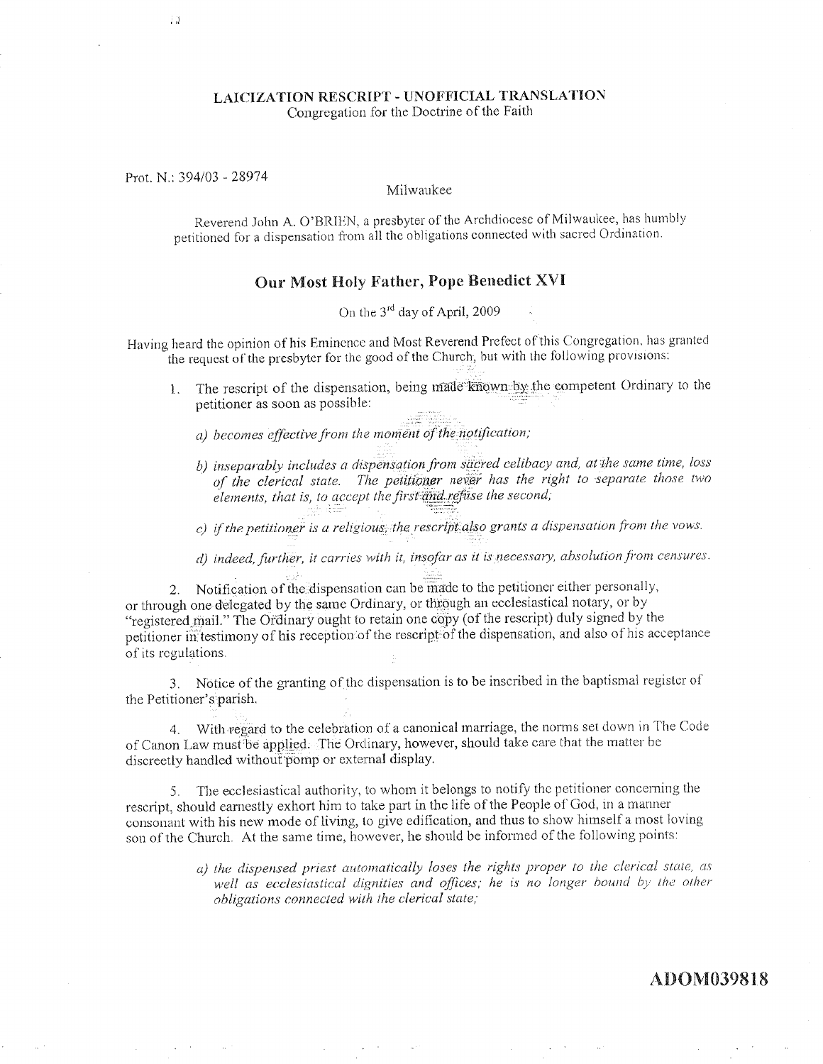**LAICIZATION RESCRIPT - UNOFFICIAL TRANSLATION**
Congregation for the Doctrine of the Faith

Prot. N.: 394/03 - 28974

Milwaukee

Reverend John A. O'BRIEN, a presbyter of the Archdiocese of Milwaukee, has humbly petitioned for a dispensation from all the obligations connected with sacred Ordination.

## Our Most Holy Father, Pope Benedict XVI

On the 3rd day of April, 2009

Having heard the opinion of his Eminence and Most Reverend Prefect of this Congregation, has granted the request of the presbyter for the good of the Church, but with the following provisions:

1. The rescript of the dispensation, being made known by the competent Ordinary to the petitioner as soon as possible:

   *a) becomes effective from the moment of the notification;*

   *b) inseparably includes a dispensation from sacred celibacy and, at the same time, loss of the clerical state. The petitioner never has the right to separate those two elements, that is, to accept the first and refuse the second;*

   *c) if the petitioner is a religious, the rescript also grants a dispensation from the vows.*

   *d) indeed, further, it carries with it, insofar as it is necessary, absolution from censures.*

2. Notification of the dispensation can be made to the petitioner either personally, or through one delegated by the same Ordinary, or through an ecclesiastical notary, or by "registered mail." The Ordinary ought to retain one copy (of the rescript) duly signed by the petitioner in testimony of his reception of the rescript of the dispensation, and also of his acceptance of its regulations.

3. Notice of the granting of the dispensation is to be inscribed in the baptismal register of the Petitioner's parish.

4. With regard to the celebration of a canonical marriage, the norms set down in The Code of Canon Law must be applied. The Ordinary, however, should take care that the matter be discreetly handled without pomp or external display.

5. The ecclesiastical authority, to whom it belongs to notify the petitioner concerning the rescript, should earnestly exhort him to take part in the life of the People of God, in a manner consonant with his new mode of living, to give edification, and thus to show himself a most loving son of the Church. At the same time, however, he should be informed of the following points:

   *a) the dispensed priest automatically loses the rights proper to the clerical state, as well as ecclesiastical dignities and offices; he is no longer bound by the other obligations connected with the clerical state;*

ADOM039818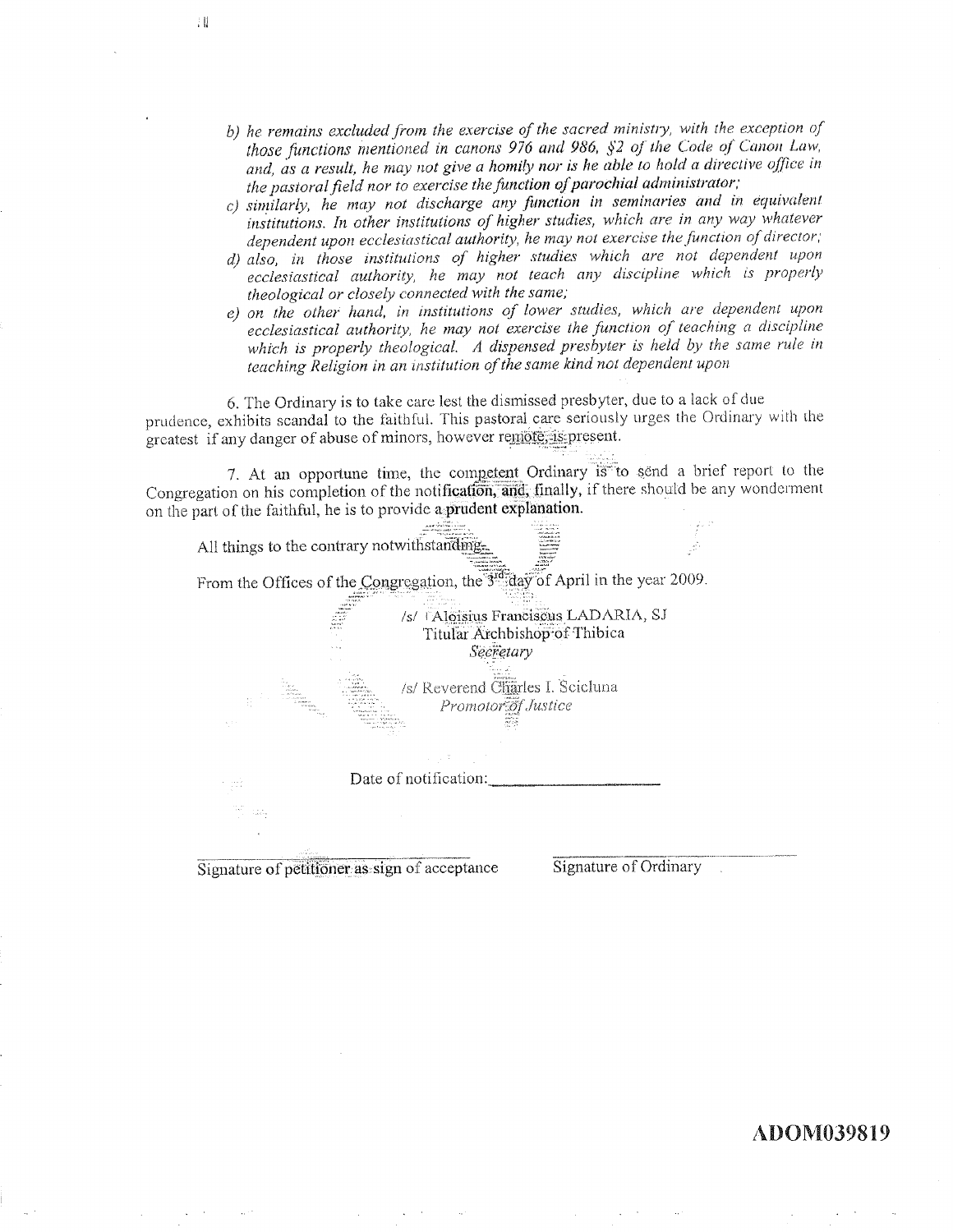*b) he remains excluded from the exercise of the sacred ministry, with the exception of those functions mentioned in canons 976 and 986, §2 of the Code of Canon Law, and, as a result, he may not give a homily nor is he able to hold a directive office in the pastoral field nor to exercise the function of parochial administrator;*

*c) similarly, he may not discharge any function in seminaries and in equivalent institutions. In other institutions of higher studies, which are in any way whatever dependent upon ecclesiastical authority, he may not exercise the function of director;*

*d) also, in those institutions of higher studies which are not dependent upon ecclesiastical authority, he may not teach any discipline which is properly theological or closely connected with the same;*

*e) on the other hand, in institutions of lower studies, which are dependent upon ecclesiastical authority, he may not exercise the function of teaching a discipline which is properly theological. A dispensed presbyter is held by the same rule in teaching Religion in an institution of the same kind not dependent upon*

6. The Ordinary is to take care lest the dismissed presbyter, due to a lack of due prudence, exhibits scandal to the faithful. This pastoral care seriously urges the Ordinary with the greatest if any danger of abuse of minors, however remote, is present.

7. At an opportune time, the competent Ordinary is to send a brief report to the Congregation on his completion of the notification, and, finally, if there should be any wonderment on the part of the faithful, he is to provide a prudent explanation.

All things to the contrary notwithstanding.

From the Offices of the Congregation, the 3rd day of April in the year 2009.

/s/ † Aloisius Franciscus LADARIA, SJ
Titular Archbishop of Thibica
*Secretary*

/s/ Reverend Charles I. Scicluna
*Promotor of Justice*

Date of notification:____________________

____________________ ____________________
Signature of petitioner as sign of acceptance    Signature of Ordinary

ADOM039819